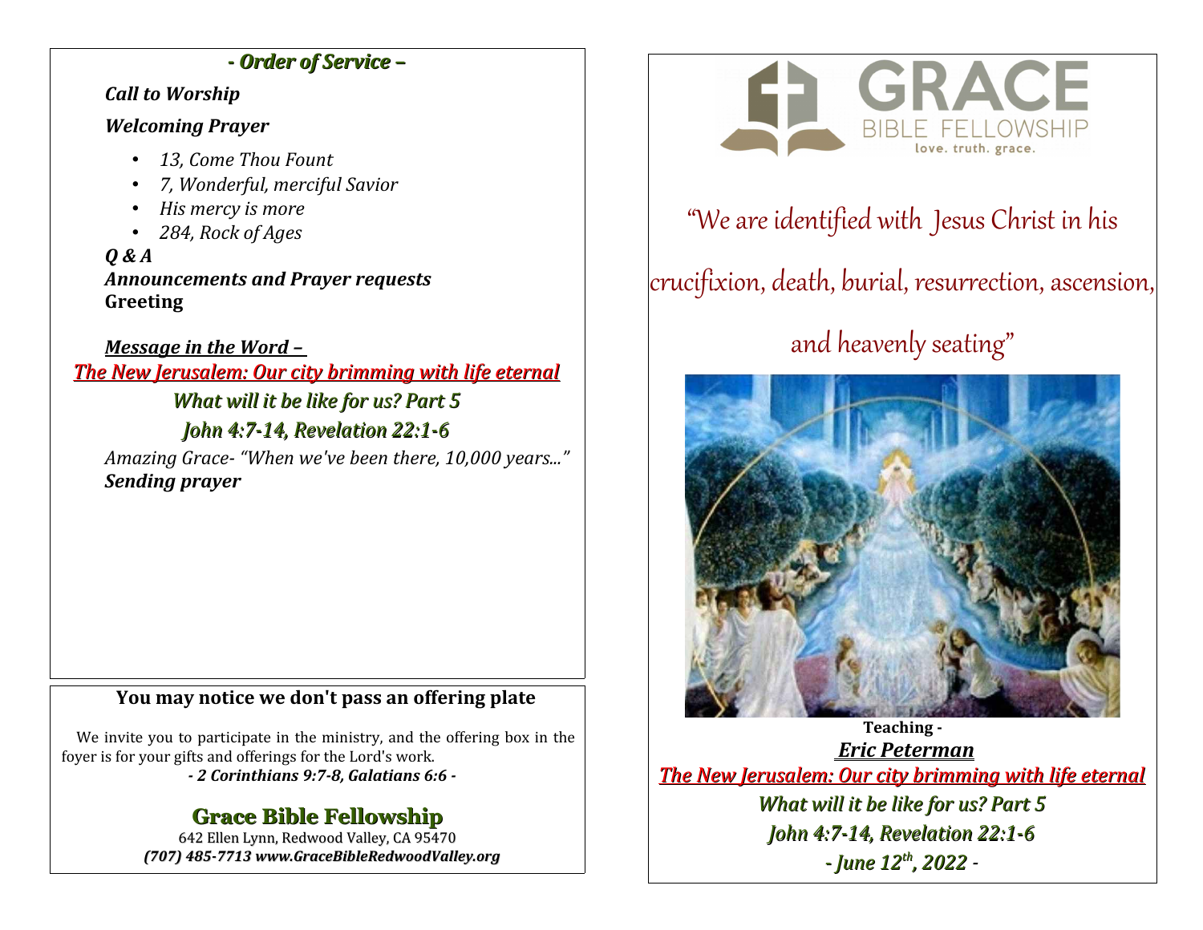## *- Order of Service –*

***Call to Worship***

***Welcoming Prayer***

- *13, Come Thou Fount*
- *7, Wonderful, merciful Savior*
- *His mercy is more*
- *284, Rock of Ages*

***Q & A***

***Announcements and Prayer requests***

**Greeting**

***Message in the Word –***

***The New Jerusalem: Our city brimming with life eternal***

***What will it be like for us? Part 5***

***John 4:7-14, Revelation 22:1-6***

*Amazing Grace- "When we've been there, 10,000 years..."*

***Sending prayer***

**You may notice we don't pass an offering plate**

We invite you to participate in the ministry, and the offering box in the foyer is for your gifts and offerings for the Lord's work.

***- 2 Corinthians 9:7-8, Galatians 6:6 -***

## Grace Bible Fellowship

642 Ellen Lynn, Redwood Valley, CA 95470

***(707) 485-7713 www.GraceBibleRedwoodValley.org***

GRACE BIBLE FELLOWSHIP

love. truth. grace.

"We are identified with Jesus Christ in his crucifixion, death, burial, resurrection, ascension, and heavenly seating"

**Teaching -**

***Eric Peterman***

***The New Jerusalem: Our city brimming with life eternal***

***What will it be like for us? Part 5***

***John 4:7-14, Revelation 22:1-6***

***- June 12th, 2022 -***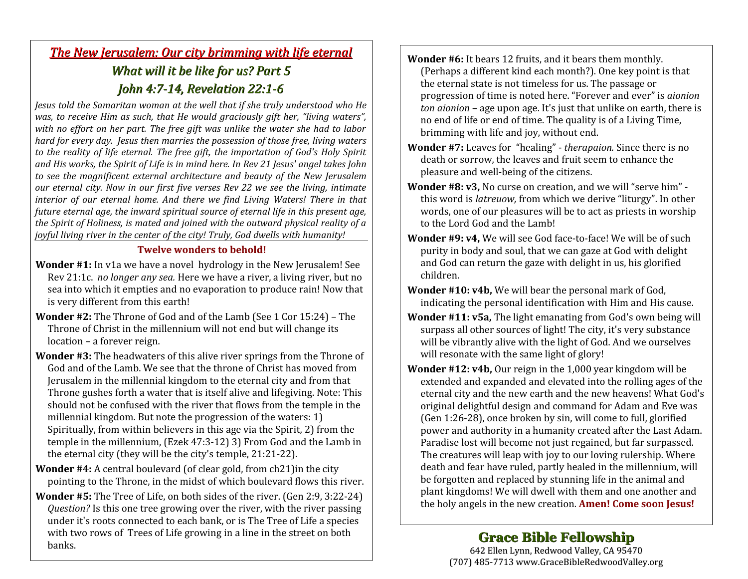## *The New Jerusalem: Our city brimming with life eternal*

### *What will it be like for us? Part 5*

### *John 4:7-14, Revelation 22:1-6*

*Jesus told the Samaritan woman at the well that if she truly understood who He was, to receive Him as such, that He would graciously gift her, "living waters", with no effort on her part. The free gift was unlike the water she had to labor hard for every day. Jesus then marries the possession of those free, living waters to the reality of life eternal. The free gift, the importation of God's Holy Spirit and His works, the Spirit of Life is in mind here. In Rev 21 Jesus' angel takes John to see the magnificent external architecture and beauty of the New Jerusalem our eternal city. Now in our first five verses Rev 22 we see the living, intimate interior of our eternal home. And there we find Living Waters! There in that future eternal age, the inward spiritual source of eternal life in this present age, the Spirit of Holiness, is mated and joined with the outward physical reality of a joyful living river in the center of the city! Truly, God dwells with humanity!*

**Twelve wonders to behold!**

**Wonder #1:** In v1a we have a novel hydrology in the New Jerusalem! See Rev 21:1c. *no longer any sea.* Here we have a river, a living river, but no sea into which it empties and no evaporation to produce rain! Now that is very different from this earth!

**Wonder #2:** The Throne of God and of the Lamb (See 1 Cor 15:24) – The Throne of Christ in the millennium will not end but will change its location – a forever reign.

**Wonder #3:** The headwaters of this alive river springs from the Throne of God and of the Lamb. We see that the throne of Christ has moved from Jerusalem in the millennial kingdom to the eternal city and from that Throne gushes forth a water that is itself alive and lifegiving. Note: This should not be confused with the river that flows from the temple in the millennial kingdom. But note the progression of the waters: 1) Spiritually, from within believers in this age via the Spirit, 2) from the temple in the millennium, (Ezek 47:3-12) 3) From God and the Lamb in the eternal city (they will be the city's temple, 21:21-22).

**Wonder #4:** A central boulevard (of clear gold, from ch21)in the city pointing to the Throne, in the midst of which boulevard flows this river.

**Wonder #5:** The Tree of Life, on both sides of the river. (Gen 2:9, 3:22-24) *Question?* Is this one tree growing over the river, with the river passing under it's roots connected to each bank, or is The Tree of Life a species with two rows of Trees of Life growing in a line in the street on both banks.

**Wonder #6:** It bears 12 fruits, and it bears them monthly. (Perhaps a different kind each month?). One key point is that the eternal state is not timeless for us. The passage or progression of time is noted here. "Forever and ever" is *aionion ton aionion* – age upon age. It's just that unlike on earth, there is no end of life or end of time. The quality is of a Living Time, brimming with life and joy, without end.

**Wonder #7:** Leaves for "healing" - *therapaion.* Since there is no death or sorrow, the leaves and fruit seem to enhance the pleasure and well-being of the citizens.

**Wonder #8: v3,** No curse on creation, and we will "serve him" - this word is *latreuow,* from which we derive "liturgy". In other words, one of our pleasures will be to act as priests in worship to the Lord God and the Lamb!

**Wonder #9: v4,** We will see God face-to-face! We will be of such purity in body and soul, that we can gaze at God with delight and God can return the gaze with delight in us, his glorified children.

**Wonder #10: v4b,** We will bear the personal mark of God, indicating the personal identification with Him and His cause.

**Wonder #11: v5a,** The light emanating from God's own being will surpass all other sources of light! The city, it's very substance will be vibrantly alive with the light of God. And we ourselves will resonate with the same light of glory!

**Wonder #12: v4b,** Our reign in the 1,000 year kingdom will be extended and expanded and elevated into the rolling ages of the eternal city and the new earth and the new heavens! What God's original delightful design and command for Adam and Eve was (Gen 1:26-28), once broken by sin, will come to full, glorified power and authority in a humanity created after the Last Adam. Paradise lost will become not just regained, but far surpassed. The creatures will leap with joy to our loving rulership. Where death and fear have ruled, partly healed in the millennium, will be forgotten and replaced by stunning life in the animal and plant kingdoms! We will dwell with them and one another and the holy angels in the new creation. **Amen! Come soon Jesus!**

## Grace Bible Fellowship

642 Ellen Lynn, Redwood Valley, CA 95470
(707) 485-7713 www.GraceBibleRedwoodValley.org